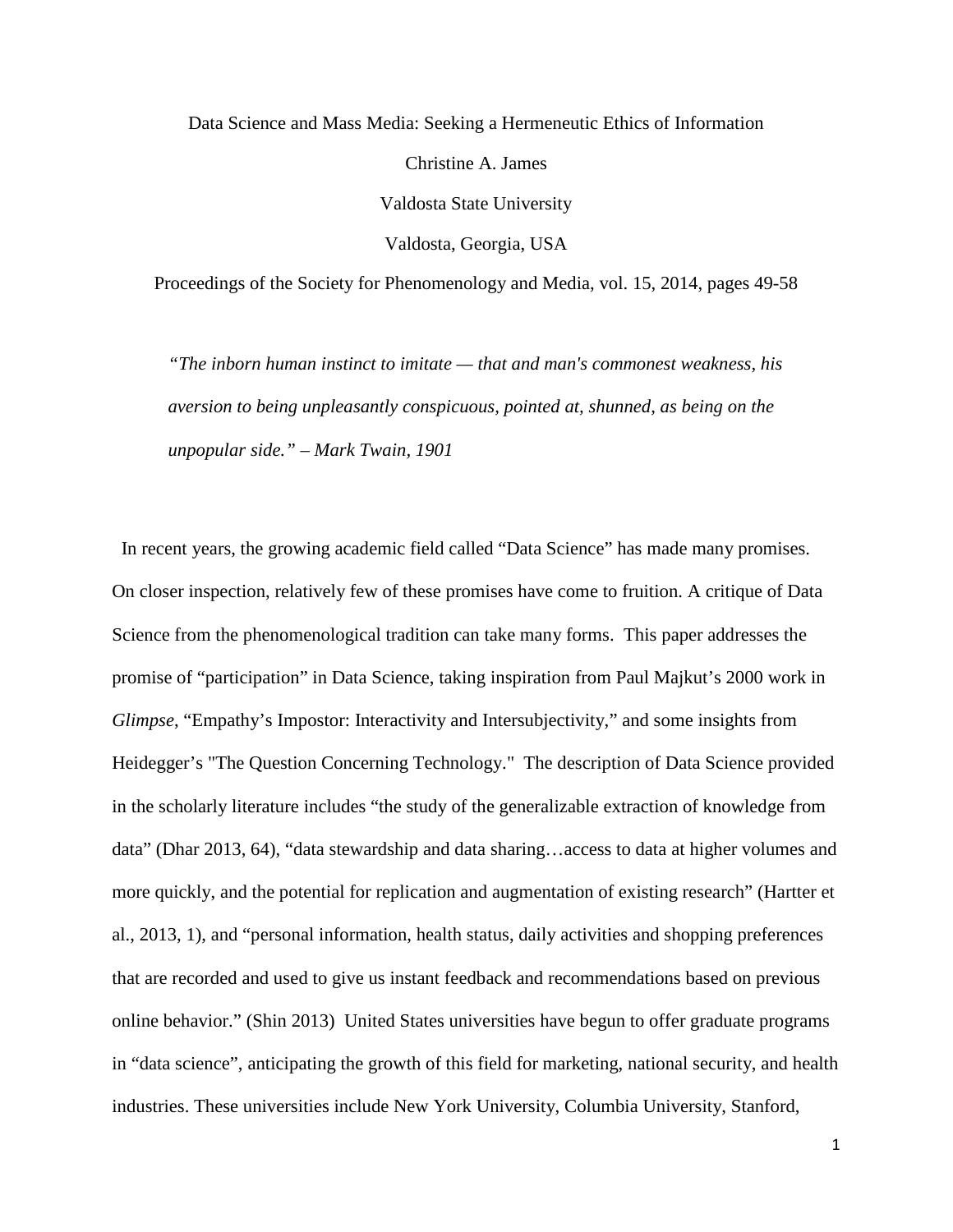# Data Science and Mass Media: Seeking a Hermeneutic Ethics of Information

Christine A. James

Valdosta State University

Valdosta, Georgia, USA

Proceedings of the Society for Phenomenology and Media, vol. 15, 2014, pages 49-58

> *"The inborn human instinct to imitate — that and man's commonest weakness, his aversion to being unpleasantly conspicuous, pointed at, shunned, as being on the unpopular side." – Mark Twain, 1901*

In recent years, the growing academic field called "Data Science" has made many promises. On closer inspection, relatively few of these promises have come to fruition. A critique of Data Science from the phenomenological tradition can take many forms. This paper addresses the promise of "participation" in Data Science, taking inspiration from Paul Majkut's 2000 work in *Glimpse*, "Empathy's Impostor: Interactivity and Intersubjectivity," and some insights from Heidegger's "The Question Concerning Technology." The description of Data Science provided in the scholarly literature includes "the study of the generalizable extraction of knowledge from data" (Dhar 2013, 64), "data stewardship and data sharing…access to data at higher volumes and more quickly, and the potential for replication and augmentation of existing research" (Hartter et al., 2013, 1), and "personal information, health status, daily activities and shopping preferences that are recorded and used to give us instant feedback and recommendations based on previous online behavior." (Shin 2013) United States universities have begun to offer graduate programs in "data science", anticipating the growth of this field for marketing, national security, and health industries. These universities include New York University, Columbia University, Stanford,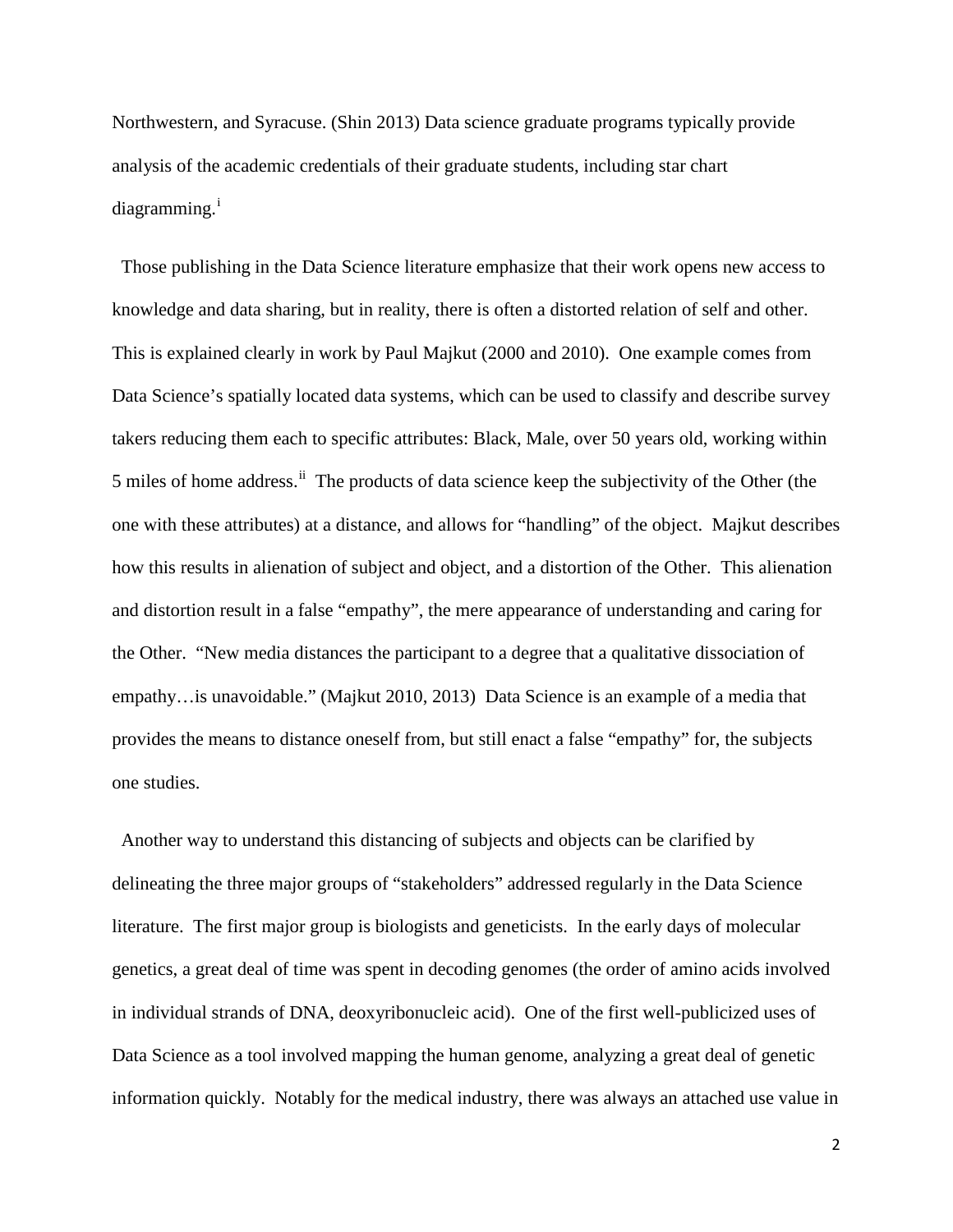Northwestern, and Syracuse. (Shin 2013) Data science graduate programs typically provide analysis of the academic credentials of their graduate students, including star chart diagramming.[i]

Those publishing in the Data Science literature emphasize that their work opens new access to knowledge and data sharing, but in reality, there is often a distorted relation of self and other. This is explained clearly in work by Paul Majkut (2000 and 2010). One example comes from Data Science's spatially located data systems, which can be used to classify and describe survey takers reducing them each to specific attributes: Black, Male, over 50 years old, working within 5 miles of home address.[ii] The products of data science keep the subjectivity of the Other (the one with these attributes) at a distance, and allows for "handling" of the object. Majkut describes how this results in alienation of subject and object, and a distortion of the Other. This alienation and distortion result in a false "empathy", the mere appearance of understanding and caring for the Other. "New media distances the participant to a degree that a qualitative dissociation of empathy…is unavoidable." (Majkut 2010, 2013) Data Science is an example of a media that provides the means to distance oneself from, but still enact a false "empathy" for, the subjects one studies.

Another way to understand this distancing of subjects and objects can be clarified by delineating the three major groups of "stakeholders" addressed regularly in the Data Science literature. The first major group is biologists and geneticists. In the early days of molecular genetics, a great deal of time was spent in decoding genomes (the order of amino acids involved in individual strands of DNA, deoxyribonucleic acid). One of the first well-publicized uses of Data Science as a tool involved mapping the human genome, analyzing a great deal of genetic information quickly. Notably for the medical industry, there was always an attached use value in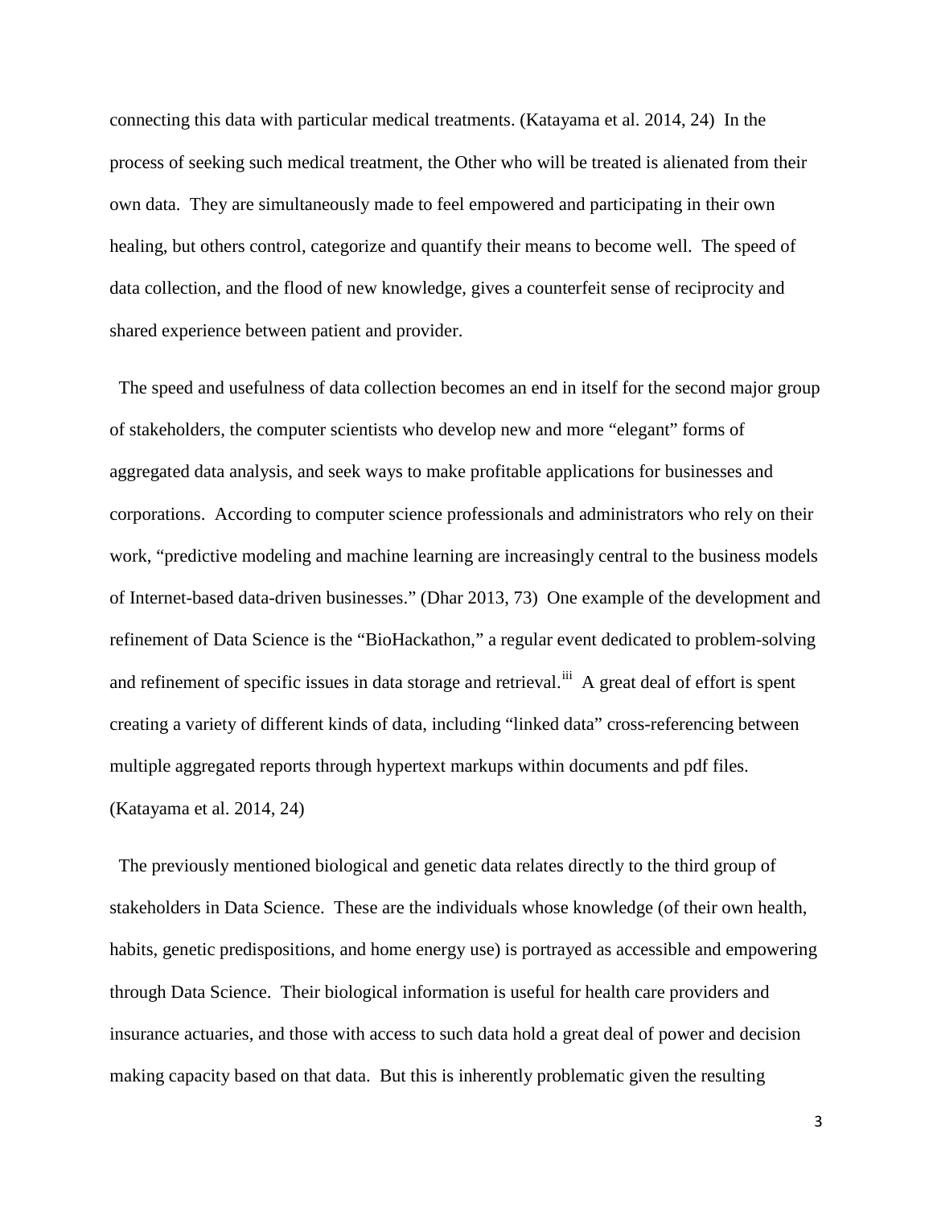connecting this data with particular medical treatments. (Katayama et al. 2014, 24) In the process of seeking such medical treatment, the Other who will be treated is alienated from their own data. They are simultaneously made to feel empowered and participating in their own healing, but others control, categorize and quantify their means to become well. The speed of data collection, and the flood of new knowledge, gives a counterfeit sense of reciprocity and shared experience between patient and provider.

The speed and usefulness of data collection becomes an end in itself for the second major group of stakeholders, the computer scientists who develop new and more "elegant" forms of aggregated data analysis, and seek ways to make profitable applications for businesses and corporations. According to computer science professionals and administrators who rely on their work, "predictive modeling and machine learning are increasingly central to the business models of Internet-based data-driven businesses." (Dhar 2013, 73) One example of the development and refinement of Data Science is the "BioHackathon," a regular event dedicated to problem-solving and refinement of specific issues in data storage and retrieval.[iii] A great deal of effort is spent creating a variety of different kinds of data, including "linked data" cross-referencing between multiple aggregated reports through hypertext markups within documents and pdf files. (Katayama et al. 2014, 24)

The previously mentioned biological and genetic data relates directly to the third group of stakeholders in Data Science. These are the individuals whose knowledge (of their own health, habits, genetic predispositions, and home energy use) is portrayed as accessible and empowering through Data Science. Their biological information is useful for health care providers and insurance actuaries, and those with access to such data hold a great deal of power and decision making capacity based on that data. But this is inherently problematic given the resulting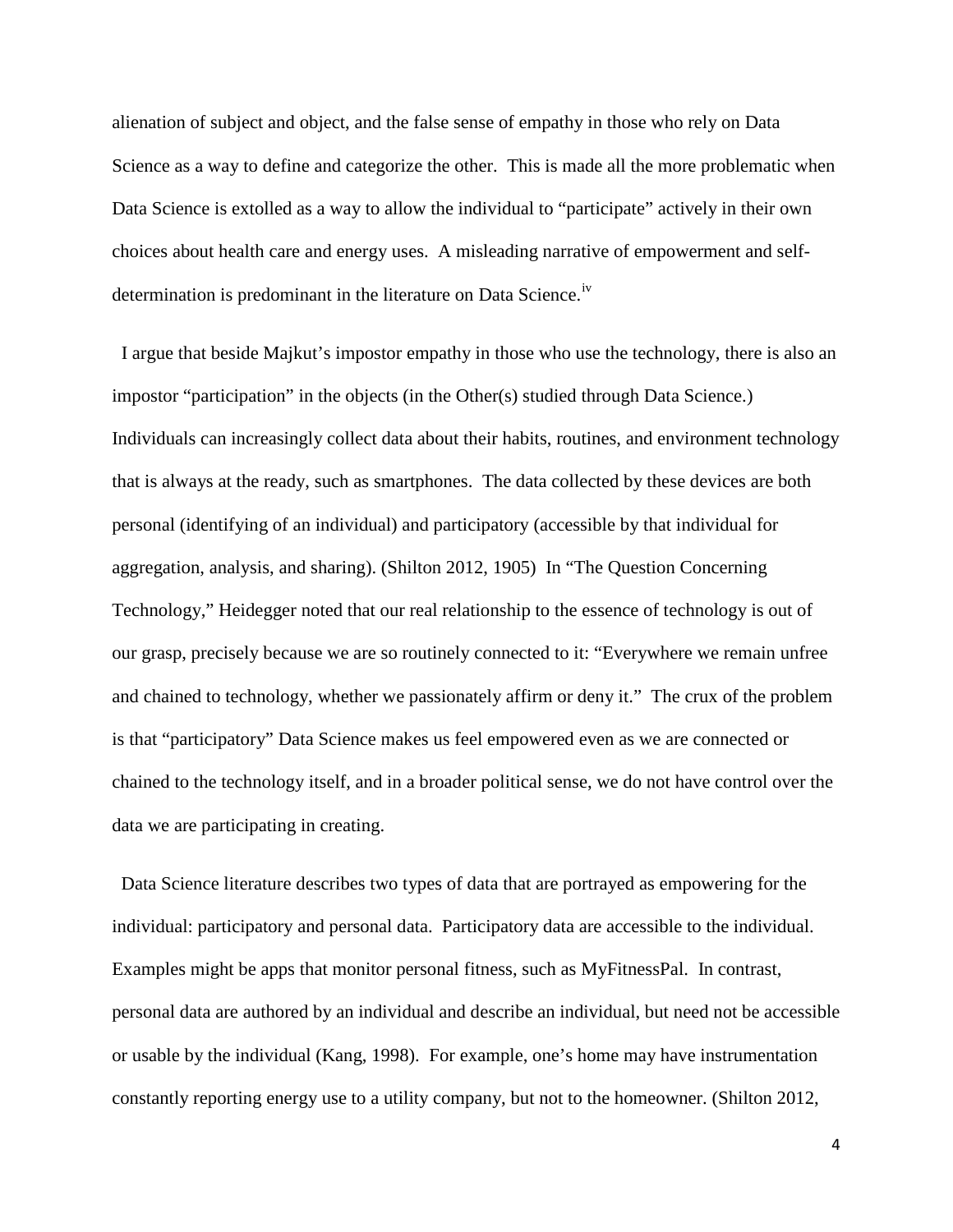alienation of subject and object, and the false sense of empathy in those who rely on Data Science as a way to define and categorize the other. This is made all the more problematic when Data Science is extolled as a way to allow the individual to "participate" actively in their own choices about health care and energy uses. A misleading narrative of empowerment and self-determination is predominant in the literature on Data Science.[iv]

I argue that beside Majkut's impostor empathy in those who use the technology, there is also an impostor "participation" in the objects (in the Other(s) studied through Data Science.) Individuals can increasingly collect data about their habits, routines, and environment technology that is always at the ready, such as smartphones. The data collected by these devices are both personal (identifying of an individual) and participatory (accessible by that individual for aggregation, analysis, and sharing). (Shilton 2012, 1905) In "The Question Concerning Technology," Heidegger noted that our real relationship to the essence of technology is out of our grasp, precisely because we are so routinely connected to it: "Everywhere we remain unfree and chained to technology, whether we passionately affirm or deny it." The crux of the problem is that "participatory" Data Science makes us feel empowered even as we are connected or chained to the technology itself, and in a broader political sense, we do not have control over the data we are participating in creating.

Data Science literature describes two types of data that are portrayed as empowering for the individual: participatory and personal data. Participatory data are accessible to the individual. Examples might be apps that monitor personal fitness, such as MyFitnessPal. In contrast, personal data are authored by an individual and describe an individual, but need not be accessible or usable by the individual (Kang, 1998). For example, one's home may have instrumentation constantly reporting energy use to a utility company, but not to the homeowner. (Shilton 2012,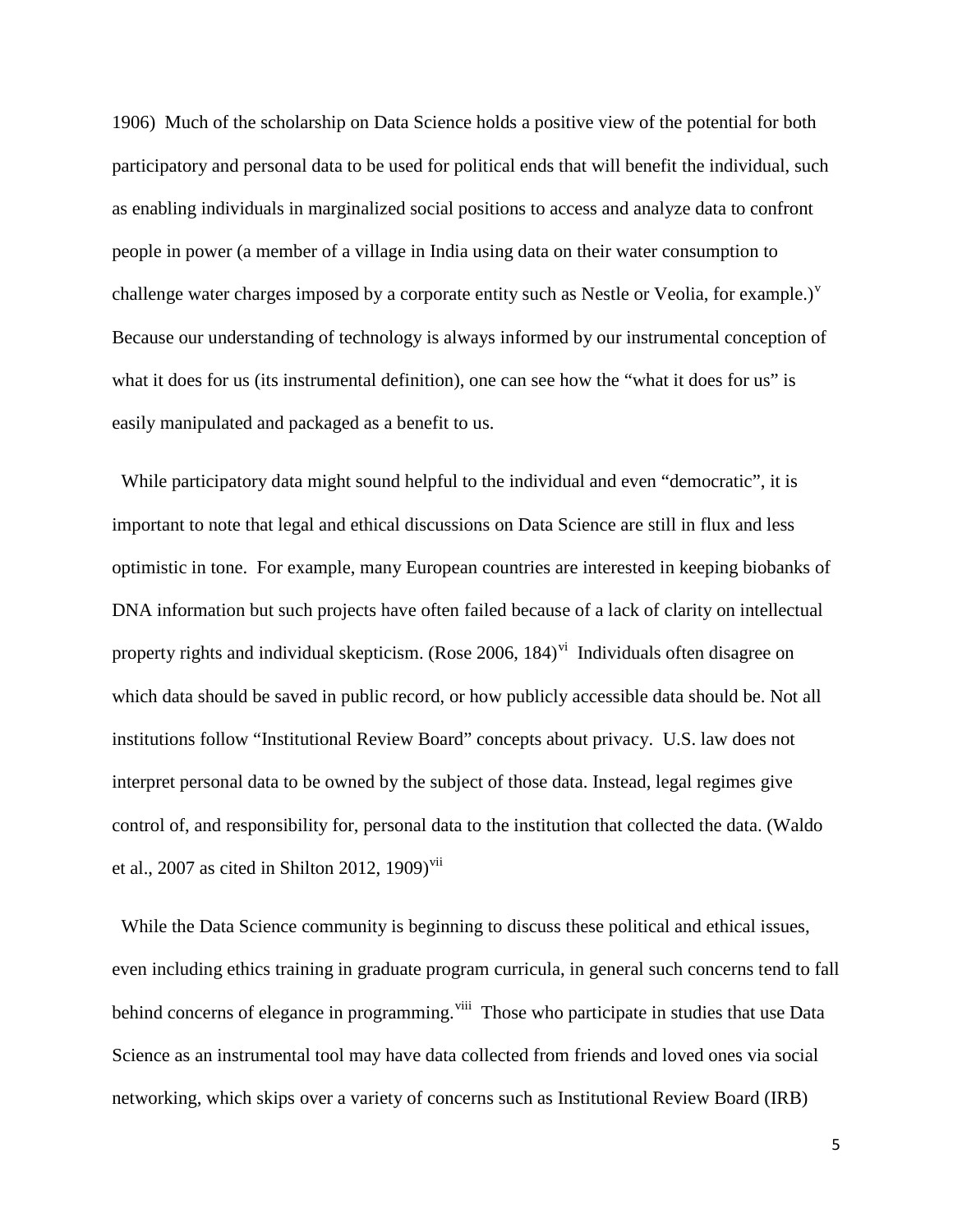1906) Much of the scholarship on Data Science holds a positive view of the potential for both participatory and personal data to be used for political ends that will benefit the individual, such as enabling individuals in marginalized social positions to access and analyze data to confront people in power (a member of a village in India using data on their water consumption to challenge water charges imposed by a corporate entity such as Nestle or Veolia, for example.)[v] Because our understanding of technology is always informed by our instrumental conception of what it does for us (its instrumental definition), one can see how the "what it does for us" is easily manipulated and packaged as a benefit to us.

While participatory data might sound helpful to the individual and even "democratic", it is important to note that legal and ethical discussions on Data Science are still in flux and less optimistic in tone. For example, many European countries are interested in keeping biobanks of DNA information but such projects have often failed because of a lack of clarity on intellectual property rights and individual skepticism. (Rose 2006, 184)[vi] Individuals often disagree on which data should be saved in public record, or how publicly accessible data should be. Not all institutions follow "Institutional Review Board" concepts about privacy. U.S. law does not interpret personal data to be owned by the subject of those data. Instead, legal regimes give control of, and responsibility for, personal data to the institution that collected the data. (Waldo et al., 2007 as cited in Shilton 2012, 1909)[vii]

While the Data Science community is beginning to discuss these political and ethical issues, even including ethics training in graduate program curricula, in general such concerns tend to fall behind concerns of elegance in programming.[viii] Those who participate in studies that use Data Science as an instrumental tool may have data collected from friends and loved ones via social networking, which skips over a variety of concerns such as Institutional Review Board (IRB)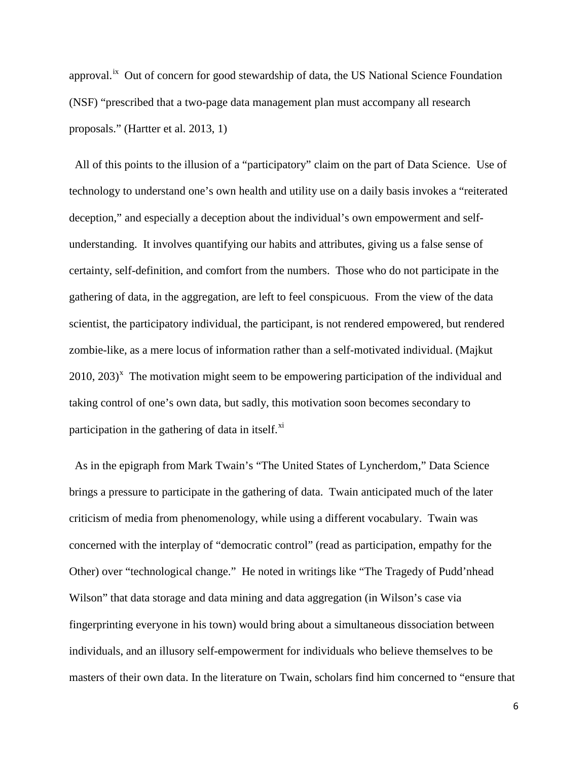approval.[ix] Out of concern for good stewardship of data, the US National Science Foundation (NSF) "prescribed that a two-page data management plan must accompany all research proposals." (Hartter et al. 2013, 1)

All of this points to the illusion of a "participatory" claim on the part of Data Science. Use of technology to understand one's own health and utility use on a daily basis invokes a "reiterated deception," and especially a deception about the individual's own empowerment and self-understanding. It involves quantifying our habits and attributes, giving us a false sense of certainty, self-definition, and comfort from the numbers. Those who do not participate in the gathering of data, in the aggregation, are left to feel conspicuous. From the view of the data scientist, the participatory individual, the participant, is not rendered empowered, but rendered zombie-like, as a mere locus of information rather than a self-motivated individual. (Majkut 2010, 203)[x] The motivation might seem to be empowering participation of the individual and taking control of one's own data, but sadly, this motivation soon becomes secondary to participation in the gathering of data in itself.[xi]

As in the epigraph from Mark Twain's "The United States of Lyncherdom," Data Science brings a pressure to participate in the gathering of data. Twain anticipated much of the later criticism of media from phenomenology, while using a different vocabulary. Twain was concerned with the interplay of "democratic control" (read as participation, empathy for the Other) over "technological change." He noted in writings like "The Tragedy of Pudd'nhead Wilson" that data storage and data mining and data aggregation (in Wilson's case via fingerprinting everyone in his town) would bring about a simultaneous dissociation between individuals, and an illusory self-empowerment for individuals who believe themselves to be masters of their own data. In the literature on Twain, scholars find him concerned to "ensure that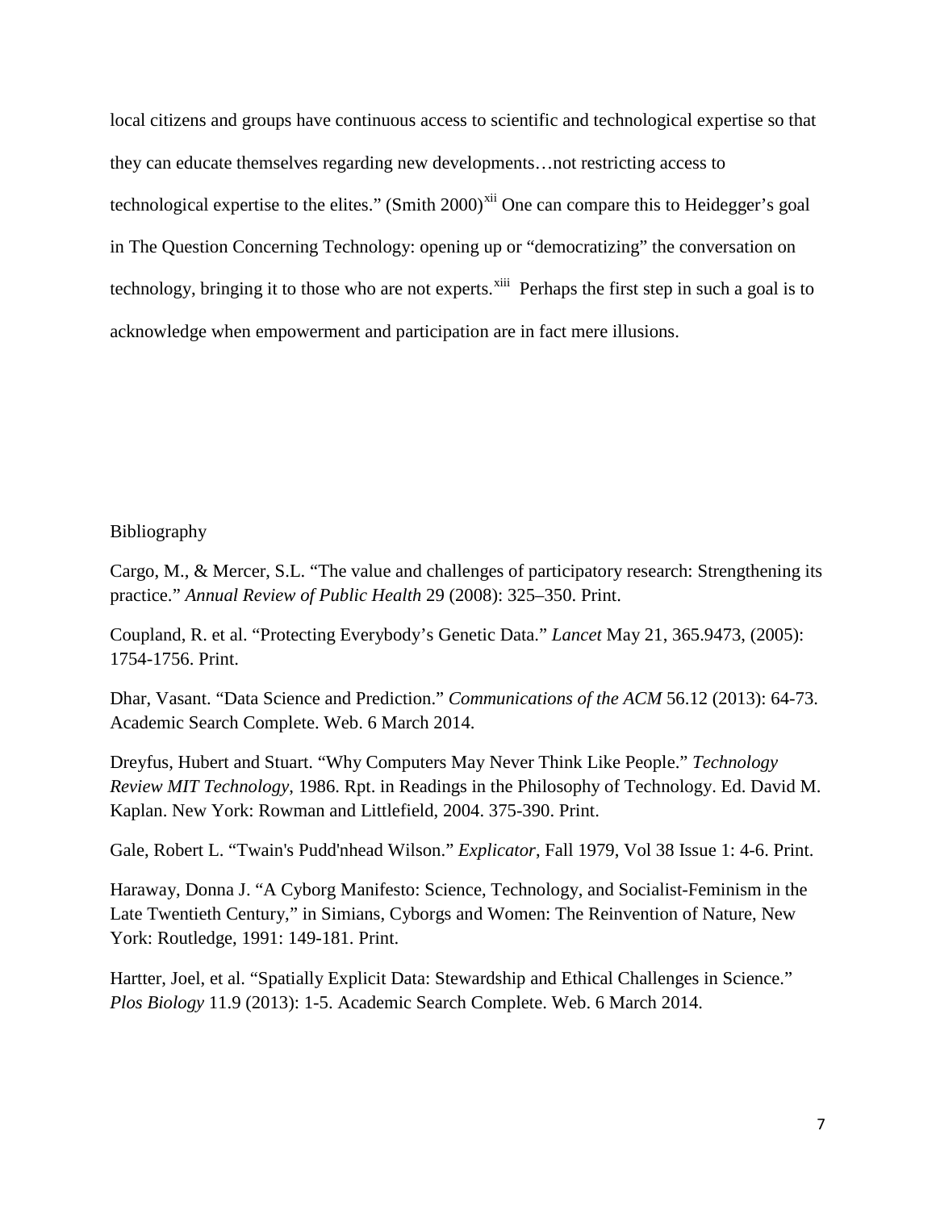local citizens and groups have continuous access to scientific and technological expertise so that they can educate themselves regarding new developments…not restricting access to technological expertise to the elites." (Smith 2000)[xii] One can compare this to Heidegger's goal in The Question Concerning Technology: opening up or "democratizing" the conversation on technology, bringing it to those who are not experts.[xiii] Perhaps the first step in such a goal is to acknowledge when empowerment and participation are in fact mere illusions.

## Bibliography

Cargo, M., & Mercer, S.L. "The value and challenges of participatory research: Strengthening its practice." *Annual Review of Public Health* 29 (2008): 325–350. Print.

Coupland, R. et al. "Protecting Everybody's Genetic Data." *Lancet* May 21, 365.9473, (2005): 1754-1756. Print.

Dhar, Vasant. "Data Science and Prediction." *Communications of the ACM* 56.12 (2013): 64-73. Academic Search Complete. Web. 6 March 2014.

Dreyfus, Hubert and Stuart. "Why Computers May Never Think Like People." *Technology Review MIT Technology*, 1986. Rpt. in Readings in the Philosophy of Technology. Ed. David M. Kaplan. New York: Rowman and Littlefield, 2004. 375-390. Print.

Gale, Robert L. "Twain's Pudd'nhead Wilson." *Explicator*, Fall 1979, Vol 38 Issue 1: 4-6. Print.

Haraway, Donna J. "A Cyborg Manifesto: Science, Technology, and Socialist-Feminism in the Late Twentieth Century," in Simians, Cyborgs and Women: The Reinvention of Nature, New York: Routledge, 1991: 149-181. Print.

Hartter, Joel, et al. "Spatially Explicit Data: Stewardship and Ethical Challenges in Science." *Plos Biology* 11.9 (2013): 1-5. Academic Search Complete. Web. 6 March 2014.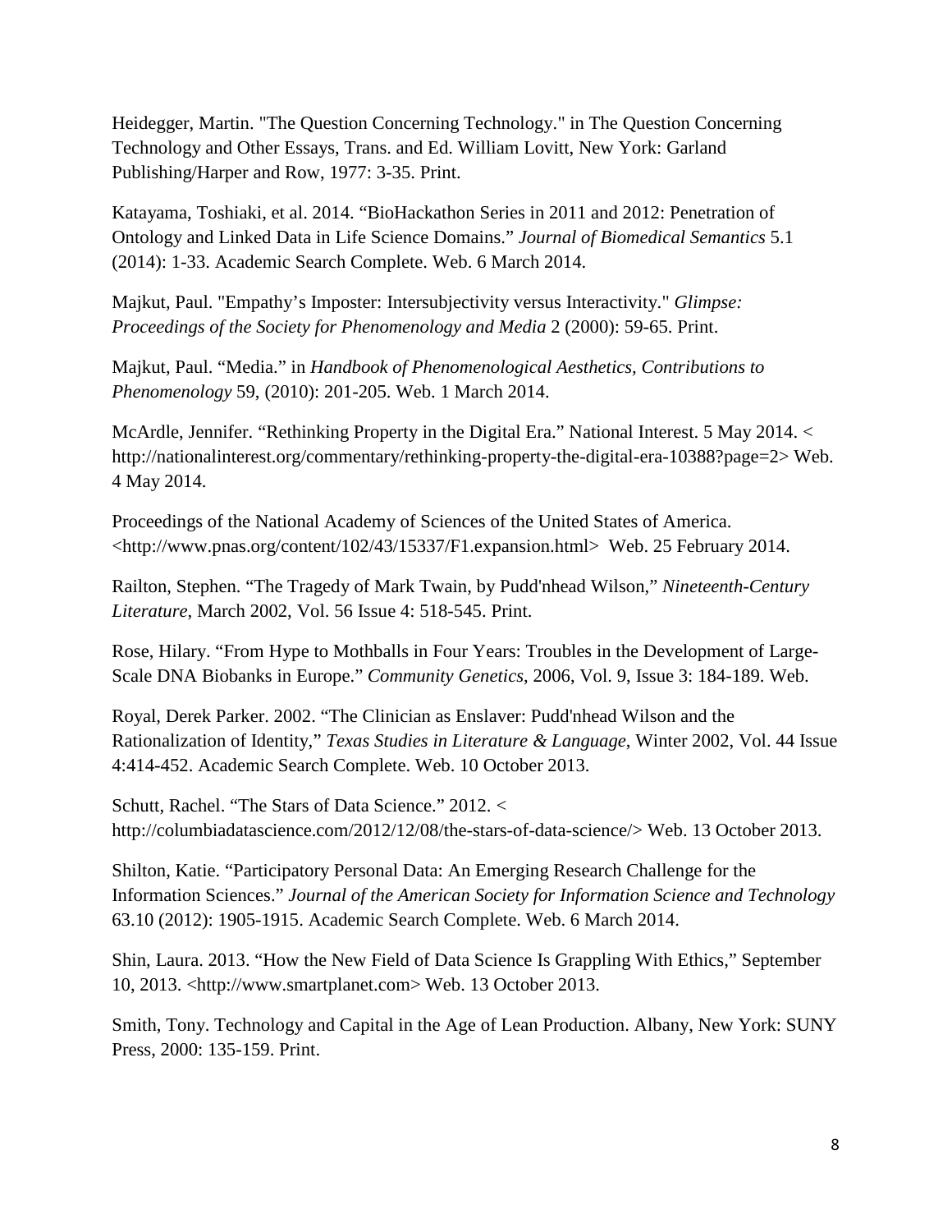Heidegger, Martin. "The Question Concerning Technology." in The Question Concerning Technology and Other Essays, Trans. and Ed. William Lovitt, New York: Garland Publishing/Harper and Row, 1977: 3-35. Print.

Katayama, Toshiaki, et al. 2014. "BioHackathon Series in 2011 and 2012: Penetration of Ontology and Linked Data in Life Science Domains." *Journal of Biomedical Semantics* 5.1 (2014): 1-33. Academic Search Complete. Web. 6 March 2014.

Majkut, Paul. "Empathy's Imposter: Intersubjectivity versus Interactivity." *Glimpse: Proceedings of the Society for Phenomenology and Media* 2 (2000): 59-65. Print.

Majkut, Paul. "Media." in *Handbook of Phenomenological Aesthetics, Contributions to Phenomenology* 59, (2010): 201-205. Web. 1 March 2014.

McArdle, Jennifer. "Rethinking Property in the Digital Era." National Interest. 5 May 2014. < http://nationalinterest.org/commentary/rethinking-property-the-digital-era-10388?page=2> Web. 4 May 2014.

Proceedings of the National Academy of Sciences of the United States of America. <http://www.pnas.org/content/102/43/15337/F1.expansion.html> Web. 25 February 2014.

Railton, Stephen. "The Tragedy of Mark Twain, by Pudd'nhead Wilson," *Nineteenth-Century Literature*, March 2002, Vol. 56 Issue 4: 518-545. Print.

Rose, Hilary. "From Hype to Mothballs in Four Years: Troubles in the Development of Large-Scale DNA Biobanks in Europe." *Community Genetics*, 2006, Vol. 9, Issue 3: 184-189. Web.

Royal, Derek Parker. 2002. "The Clinician as Enslaver: Pudd'nhead Wilson and the Rationalization of Identity," *Texas Studies in Literature & Language*, Winter 2002, Vol. 44 Issue 4:414-452. Academic Search Complete. Web. 10 October 2013.

Schutt, Rachel. "The Stars of Data Science." 2012. < http://columbiadatascience.com/2012/12/08/the-stars-of-data-science/> Web. 13 October 2013.

Shilton, Katie. "Participatory Personal Data: An Emerging Research Challenge for the Information Sciences." *Journal of the American Society for Information Science and Technology* 63.10 (2012): 1905-1915. Academic Search Complete. Web. 6 March 2014.

Shin, Laura. 2013. "How the New Field of Data Science Is Grappling With Ethics," September 10, 2013. <http://www.smartplanet.com> Web. 13 October 2013.

Smith, Tony. Technology and Capital in the Age of Lean Production. Albany, New York: SUNY Press, 2000: 135-159. Print.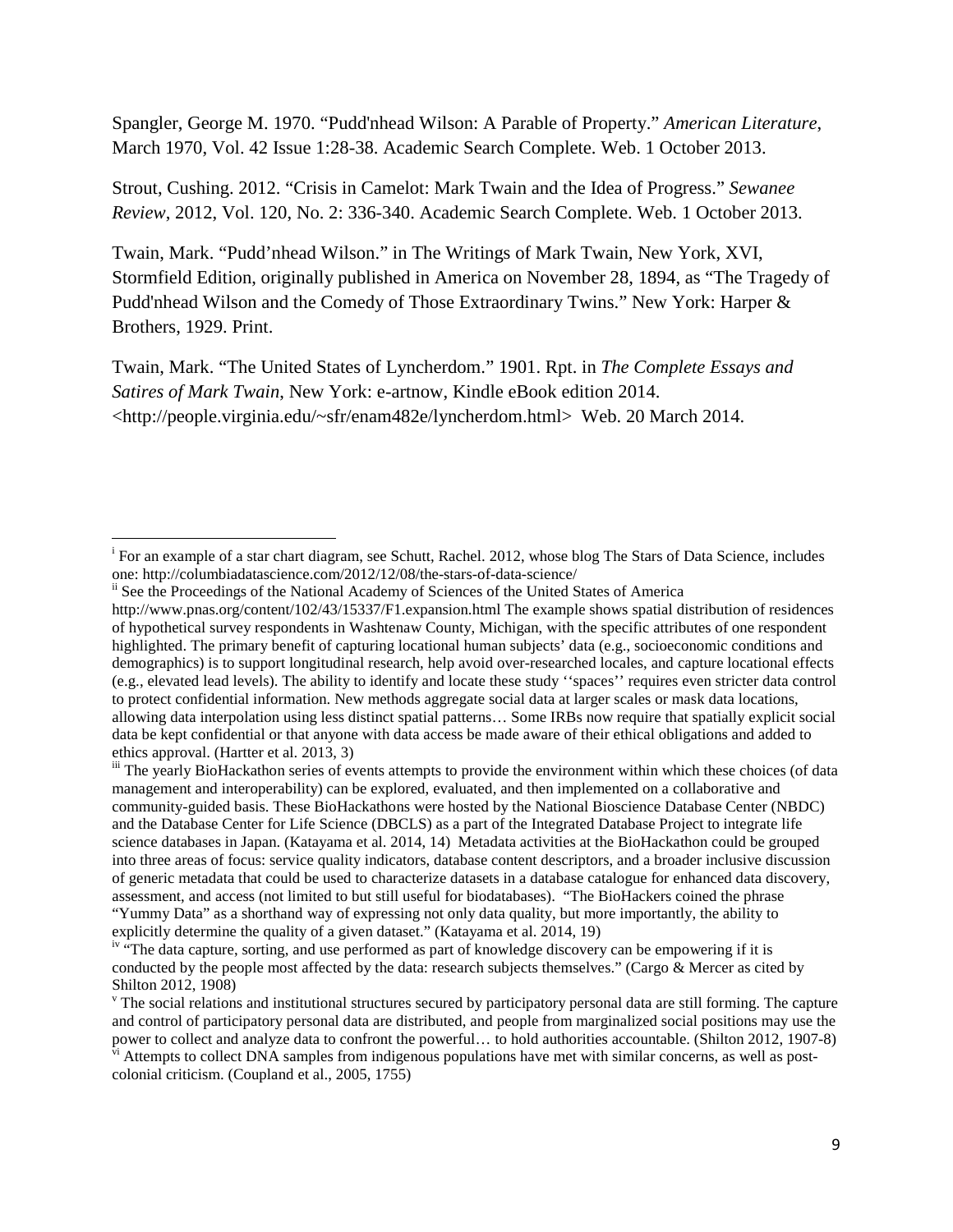Spangler, George M. 1970. “Pudd'nhead Wilson: A Parable of Property.” *American Literature*, March 1970, Vol. 42 Issue 1:28-38. Academic Search Complete. Web. 1 October 2013.

Strout, Cushing. 2012. “Crisis in Camelot: Mark Twain and the Idea of Progress.” *Sewanee Review*, 2012, Vol. 120, No. 2: 336-340. Academic Search Complete. Web. 1 October 2013.

Twain, Mark. “Pudd’nhead Wilson.” in The Writings of Mark Twain, New York, XVI, Stormfield Edition, originally published in America on November 28, 1894, as “The Tragedy of Pudd'nhead Wilson and the Comedy of Those Extraordinary Twins.” New York: Harper & Brothers, 1929. Print.

Twain, Mark. “The United States of Lyncherdom.” 1901. Rpt. in *The Complete Essays and Satires of Mark Twain*, New York: e-artnow, Kindle eBook edition 2014. <http://people.virginia.edu/~sfr/enam482e/lyncherdom.html> Web. 20 March 2014.

---

[i] For an example of a star chart diagram, see Schutt, Rachel. 2012, whose blog The Stars of Data Science, includes one: http://columbiadatascience.com/2012/12/08/the-stars-of-data-science/

[ii] See the Proceedings of the National Academy of Sciences of the United States of America http://www.pnas.org/content/102/43/15337/F1.expansion.html The example shows spatial distribution of residences of hypothetical survey respondents in Washtenaw County, Michigan, with the specific attributes of one respondent highlighted. The primary benefit of capturing locational human subjects’ data (e.g., socioeconomic conditions and demographics) is to support longitudinal research, help avoid over-researched locales, and capture locational effects (e.g., elevated lead levels). The ability to identify and locate these study ‘‘spaces’’ requires even stricter data control to protect confidential information. New methods aggregate social data at larger scales or mask data locations, allowing data interpolation using less distinct spatial patterns… Some IRBs now require that spatially explicit social data be kept confidential or that anyone with data access be made aware of their ethical obligations and added to ethics approval. (Hartter et al. 2013, 3)

[iii] The yearly BioHackathon series of events attempts to provide the environment within which these choices (of data management and interoperability) can be explored, evaluated, and then implemented on a collaborative and community-guided basis. These BioHackathons were hosted by the National Bioscience Database Center (NBDC) and the Database Center for Life Science (DBCLS) as a part of the Integrated Database Project to integrate life science databases in Japan. (Katayama et al. 2014, 14) Metadata activities at the BioHackathon could be grouped into three areas of focus: service quality indicators, database content descriptors, and a broader inclusive discussion of generic metadata that could be used to characterize datasets in a database catalogue for enhanced data discovery, assessment, and access (not limited to but still useful for biodatabases). “The BioHackers coined the phrase “Yummy Data” as a shorthand way of expressing not only data quality, but more importantly, the ability to explicitly determine the quality of a given dataset.” (Katayama et al. 2014, 19)

[iv] “The data capture, sorting, and use performed as part of knowledge discovery can be empowering if it is conducted by the people most affected by the data: research subjects themselves.” (Cargo & Mercer as cited by Shilton 2012, 1908)

[v] The social relations and institutional structures secured by participatory personal data are still forming. The capture and control of participatory personal data are distributed, and people from marginalized social positions may use the power to collect and analyze data to confront the powerful… to hold authorities accountable. (Shilton 2012, 1907-8)

[vi] Attempts to collect DNA samples from indigenous populations have met with similar concerns, as well as post-colonial criticism. (Coupland et al., 2005, 1755)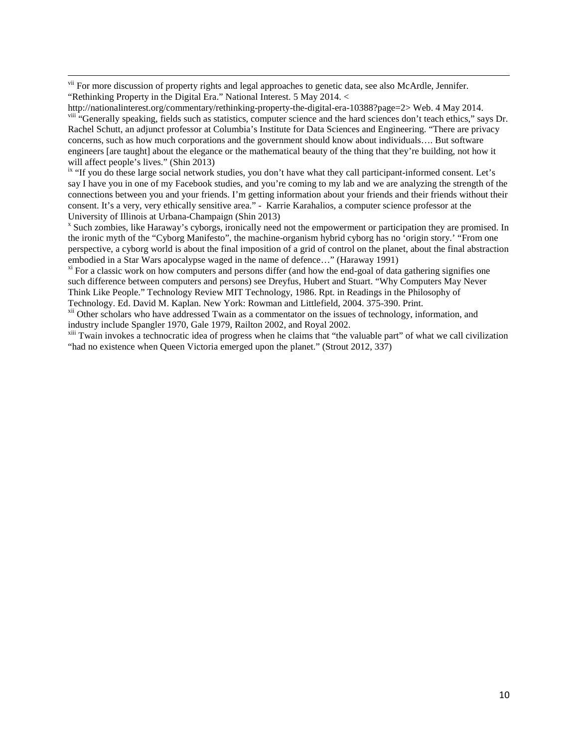[vii] For more discussion of property rights and legal approaches to genetic data, see also McArdle, Jennifer. "Rethinking Property in the Digital Era." National Interest. 5 May 2014. < http://nationalinterest.org/commentary/rethinking-property-the-digital-era-10388?page=2> Web. 4 May 2014.

[viii] "Generally speaking, fields such as statistics, computer science and the hard sciences don't teach ethics," says Dr. Rachel Schutt, an adjunct professor at Columbia's Institute for Data Sciences and Engineering. "There are privacy concerns, such as how much corporations and the government should know about individuals…. But software engineers [are taught] about the elegance or the mathematical beauty of the thing that they're building, not how it will affect people's lives." (Shin 2013)

[ix] "If you do these large social network studies, you don't have what they call participant-informed consent. Let's say I have you in one of my Facebook studies, and you're coming to my lab and we are analyzing the strength of the connections between you and your friends. I'm getting information about your friends and their friends without their consent. It's a very, very ethically sensitive area." - Karrie Karahalios, a computer science professor at the University of Illinois at Urbana-Champaign (Shin 2013)

[x] Such zombies, like Haraway's cyborgs, ironically need not the empowerment or participation they are promised. In the ironic myth of the "Cyborg Manifesto", the machine-organism hybrid cyborg has no 'origin story.' "From one perspective, a cyborg world is about the final imposition of a grid of control on the planet, about the final abstraction embodied in a Star Wars apocalypse waged in the name of defence…" (Haraway 1991)

[xi] For a classic work on how computers and persons differ (and how the end-goal of data gathering signifies one such difference between computers and persons) see Dreyfus, Hubert and Stuart. "Why Computers May Never Think Like People." Technology Review MIT Technology, 1986. Rpt. in Readings in the Philosophy of Technology. Ed. David M. Kaplan. New York: Rowman and Littlefield, 2004. 375-390. Print.

[xii] Other scholars who have addressed Twain as a commentator on the issues of technology, information, and industry include Spangler 1970, Gale 1979, Railton 2002, and Royal 2002.

[xiii] Twain invokes a technocratic idea of progress when he claims that "the valuable part" of what we call civilization "had no existence when Queen Victoria emerged upon the planet." (Strout 2012, 337)